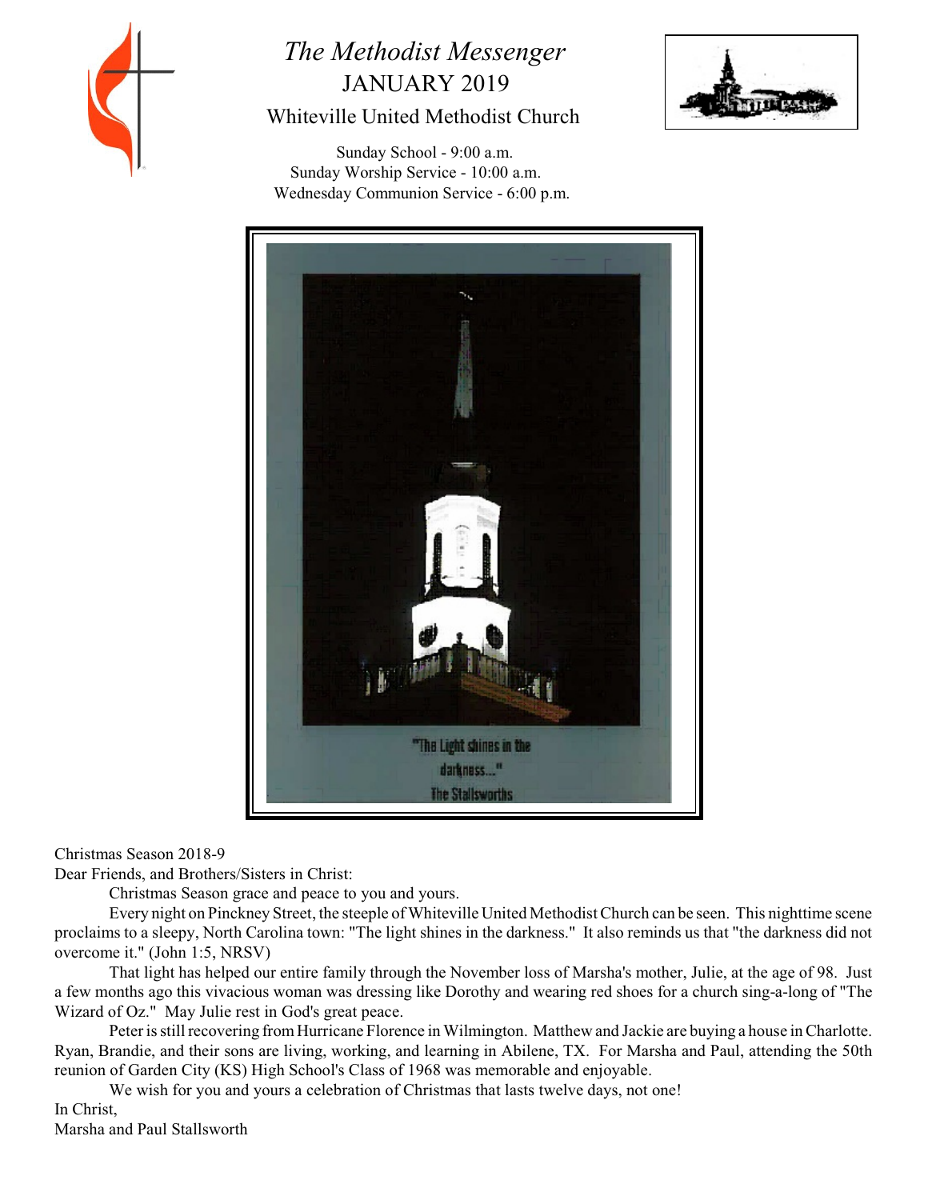# *The Methodist Messenger*

## JANUARY 2019

### Whiteville United Methodist Church

Sunday School - 9:00 a.m.
Sunday Worship Service - 10:00 a.m.
Wednesday Communion Service - 6:00 p.m.

"The Light shines in the darkness..."
The Stallsworths

Christmas Season 2018-9

Dear Friends, and Brothers/Sisters in Christ:

Christmas Season grace and peace to you and yours.

Every night on Pinckney Street, the steeple of Whiteville United Methodist Church can be seen. This nighttime scene proclaims to a sleepy, North Carolina town: "The light shines in the darkness." It also reminds us that "the darkness did not overcome it." (John 1:5, NRSV)

That light has helped our entire family through the November loss of Marsha's mother, Julie, at the age of 98. Just a few months ago this vivacious woman was dressing like Dorothy and wearing red shoes for a church sing-a-long of "The Wizard of Oz." May Julie rest in God's great peace.

Peter is still recovering from Hurricane Florence in Wilmington. Matthew and Jackie are buying a house in Charlotte. Ryan, Brandie, and their sons are living, working, and learning in Abilene, TX. For Marsha and Paul, attending the 50th reunion of Garden City (KS) High School's Class of 1968 was memorable and enjoyable.

We wish for you and yours a celebration of Christmas that lasts twelve days, not one!

In Christ,
Marsha and Paul Stallsworth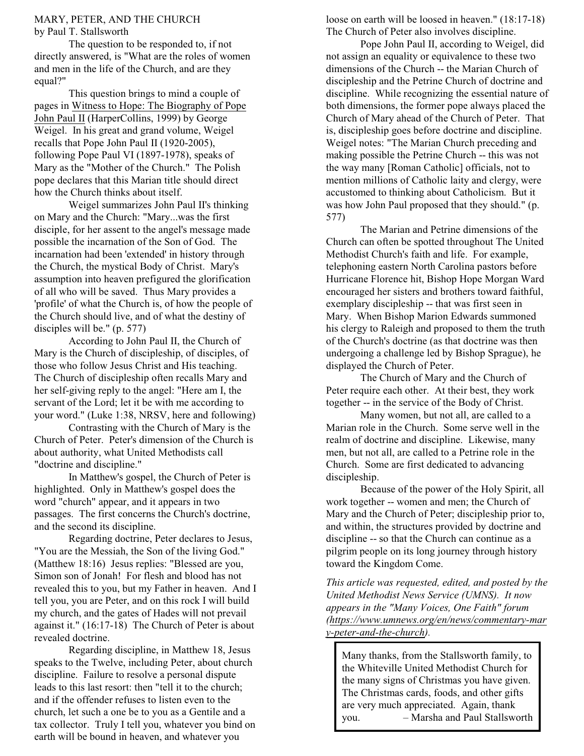MARY, PETER, AND THE CHURCH
by Paul T. Stallsworth

The question to be responded to, if not directly answered, is "What are the roles of women and men in the life of the Church, and are they equal?"

This question brings to mind a couple of pages in Witness to Hope: The Biography of Pope John Paul II (HarperCollins, 1999) by George Weigel. In his great and grand volume, Weigel recalls that Pope John Paul II (1920-2005), following Pope Paul VI (1897-1978), speaks of Mary as the "Mother of the Church." The Polish pope declares that this Marian title should direct how the Church thinks about itself.

Weigel summarizes John Paul II's thinking on Mary and the Church: "Mary...was the first disciple, for her assent to the angel's message made possible the incarnation of the Son of God. The incarnation had been 'extended' in history through the Church, the mystical Body of Christ. Mary's assumption into heaven prefigured the glorification of all who will be saved. Thus Mary provides a 'profile' of what the Church is, of how the people of the Church should live, and of what the destiny of disciples will be." (p. 577)

According to John Paul II, the Church of Mary is the Church of discipleship, of disciples, of those who follow Jesus Christ and His teaching. The Church of discipleship often recalls Mary and her self-giving reply to the angel: "Here am I, the servant of the Lord; let it be with me according to your word." (Luke 1:38, NRSV, here and following)

Contrasting with the Church of Mary is the Church of Peter. Peter's dimension of the Church is about authority, what United Methodists call "doctrine and discipline."

In Matthew's gospel, the Church of Peter is highlighted. Only in Matthew's gospel does the word "church" appear, and it appears in two passages. The first concerns the Church's doctrine, and the second its discipline.

Regarding doctrine, Peter declares to Jesus, "You are the Messiah, the Son of the living God." (Matthew 18:16) Jesus replies: "Blessed are you, Simon son of Jonah! For flesh and blood has not revealed this to you, but my Father in heaven. And I tell you, you are Peter, and on this rock I will build my church, and the gates of Hades will not prevail against it." (16:17-18) The Church of Peter is about revealed doctrine.

Regarding discipline, in Matthew 18, Jesus speaks to the Twelve, including Peter, about church discipline. Failure to resolve a personal dispute leads to this last resort: then "tell it to the church; and if the offender refuses to listen even to the church, let such a one be to you as a Gentile and a tax collector. Truly I tell you, whatever you bind on earth will be bound in heaven, and whatever you loose on earth will be loosed in heaven." (18:17-18) The Church of Peter also involves discipline.

Pope John Paul II, according to Weigel, did not assign an equality or equivalence to these two dimensions of the Church -- the Marian Church of discipleship and the Petrine Church of doctrine and discipline. While recognizing the essential nature of both dimensions, the former pope always placed the Church of Mary ahead of the Church of Peter. That is, discipleship goes before doctrine and discipline. Weigel notes: "The Marian Church preceding and making possible the Petrine Church -- this was not the way many [Roman Catholic] officials, not to mention millions of Catholic laity and clergy, were accustomed to thinking about Catholicism. But it was how John Paul proposed that they should." (p. 577)

The Marian and Petrine dimensions of the Church can often be spotted throughout The United Methodist Church's faith and life. For example, telephoning eastern North Carolina pastors before Hurricane Florence hit, Bishop Hope Morgan Ward encouraged her sisters and brothers toward faithful, exemplary discipleship -- that was first seen in Mary. When Bishop Marion Edwards summoned his clergy to Raleigh and proposed to them the truth of the Church's doctrine (as that doctrine was then undergoing a challenge led by Bishop Sprague), he displayed the Church of Peter.

The Church of Mary and the Church of Peter require each other. At their best, they work together -- in the service of the Body of Christ.

Many women, but not all, are called to a Marian role in the Church. Some serve well in the realm of doctrine and discipline. Likewise, many men, but not all, are called to a Petrine role in the Church. Some are first dedicated to advancing discipleship.

Because of the power of the Holy Spirit, all work together -- women and men; the Church of Mary and the Church of Peter; discipleship prior to, and within, the structures provided by doctrine and discipline -- so that the Church can continue as a pilgrim people on its long journey through history toward the Kingdom Come.

*This article was requested, edited, and posted by the United Methodist News Service (UMNS). It now appears in the "Many Voices, One Faith" forum (https://www.umnews.org/en/news/commentary-mary-peter-and-the-church).*

Many thanks, from the Stallsworth family, to the Whiteville United Methodist Church for the many signs of Christmas you have given. The Christmas cards, foods, and other gifts are very much appreciated. Again, thank you. – Marsha and Paul Stallsworth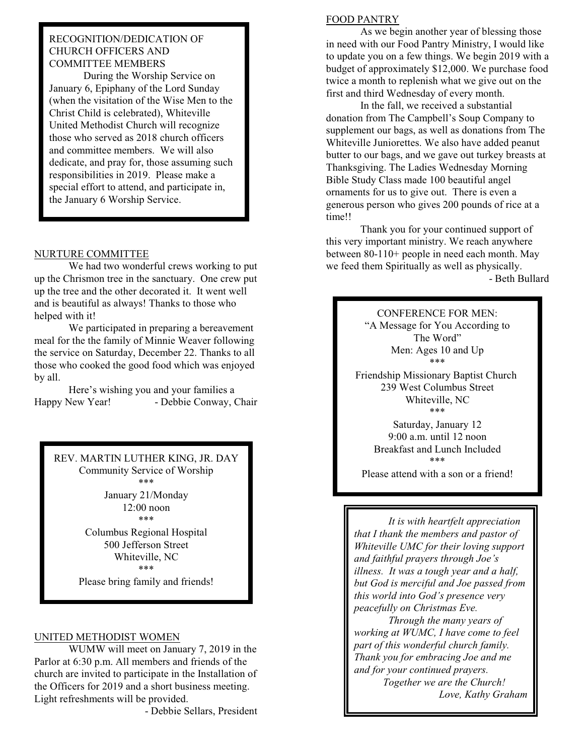## RECOGNITION/DEDICATION OF CHURCH OFFICERS AND COMMITTEE MEMBERS

During the Worship Service on January 6, Epiphany of the Lord Sunday (when the visitation of the Wise Men to the Christ Child is celebrated), Whiteville United Methodist Church will recognize those who served as 2018 church officers and committee members. We will also dedicate, and pray for, those assuming such responsibilities in 2019. Please make a special effort to attend, and participate in, the January 6 Worship Service.

## NURTURE COMMITTEE

We had two wonderful crews working to put up the Chrismon tree in the sanctuary. One crew put up the tree and the other decorated it. It went well and is beautiful as always! Thanks to those who helped with it!

We participated in preparing a bereavement meal for the the family of Minnie Weaver following the service on Saturday, December 22. Thanks to all those who cooked the good food which was enjoyed by all.

Here's wishing you and your families a Happy New Year!

- Debbie Conway, Chair

---

REV. MARTIN LUTHER KING, JR. DAY
Community Service of Worship

\*\*\*

January 21/Monday
12:00 noon

\*\*\*

Columbus Regional Hospital
500 Jefferson Street
Whiteville, NC

\*\*\*

Please bring family and friends!

---

## UNITED METHODIST WOMEN

WUMW will meet on January 7, 2019 in the Parlor at 6:30 p.m. All members and friends of the church are invited to participate in the Installation of the Officers for 2019 and a short business meeting. Light refreshments will be provided.

- Debbie Sellars, President

## FOOD PANTRY

As we begin another year of blessing those in need with our Food Pantry Ministry, I would like to update you on a few things. We begin 2019 with a budget of approximately $12,000. We purchase food twice a month to replenish what we give out on the first and third Wednesday of every month.

In the fall, we received a substantial donation from The Campbell's Soup Company to supplement our bags, as well as donations from The Whiteville Juniorettes. We also have added peanut butter to our bags, and we gave out turkey breasts at Thanksgiving. The Ladies Wednesday Morning Bible Study Class made 100 beautiful angel ornaments for us to give out. There is even a generous person who gives 200 pounds of rice at a time!!

Thank you for your continued support of this very important ministry. We reach anywhere between 80-110+ people in need each month. May we feed them Spiritually as well as physically.

- Beth Bullard

---

CONFERENCE FOR MEN:
"A Message for You According to The Word"
Men: Ages 10 and Up

\*\*\*

Friendship Missionary Baptist Church
239 West Columbus Street
Whiteville, NC

\*\*\*

Saturday, January 12
9:00 a.m. until 12 noon
Breakfast and Lunch Included

\*\*\*

Please attend with a son or a friend!

---

*It is with heartfelt appreciation that I thank the members and pastor of Whiteville UMC for their loving support and faithful prayers through Joe's illness. It was a tough year and a half, but God is merciful and Joe passed from this world into God's presence very peacefully on Christmas Eve.*

*Through the many years of working at WUMC, I have come to feel part of this wonderful church family. Thank you for embracing Joe and me and for your continued prayers.*

*Together we are the Church!*

*Love, Kathy Graham*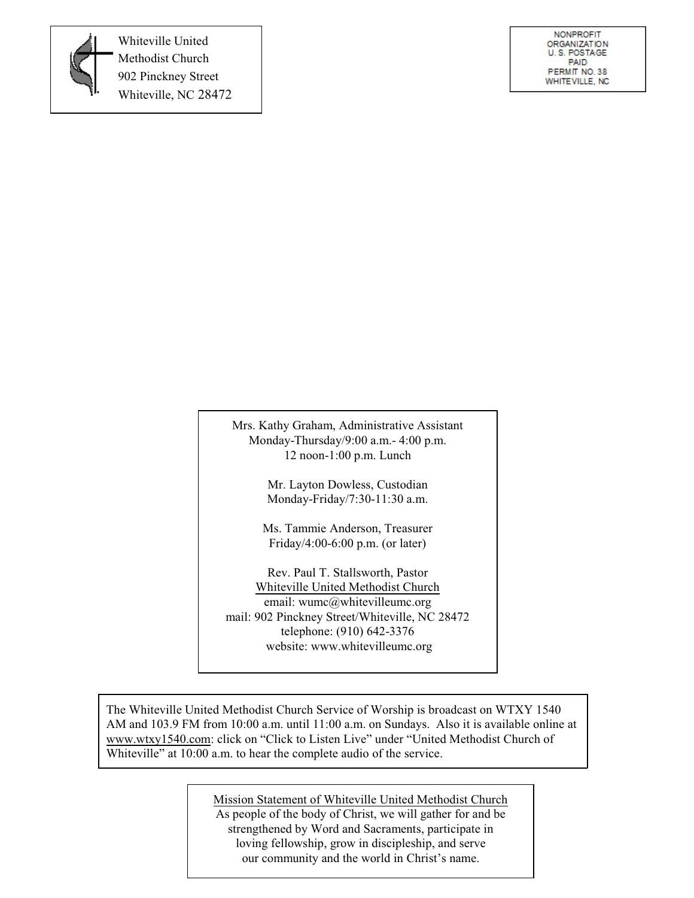Whiteville United
Methodist Church
902 Pinckney Street
Whiteville, NC 28472

NONPROFIT
ORGANIZATION
U. S. POSTAGE
PAID
PERMIT NO. 38
WHITEVILLE, NC

Mrs. Kathy Graham, Administrative Assistant
Monday-Thursday/9:00 a.m.- 4:00 p.m.
12 noon-1:00 p.m. Lunch

Mr. Layton Dowless, Custodian
Monday-Friday/7:30-11:30 a.m.

Ms. Tammie Anderson, Treasurer
Friday/4:00-6:00 p.m. (or later)

Rev. Paul T. Stallsworth, Pastor
Whiteville United Methodist Church
email: wumc@whitevilleumc.org
mail: 902 Pinckney Street/Whiteville, NC 28472
telephone: (910) 642-3376
website: www.whitevilleumc.org

The Whiteville United Methodist Church Service of Worship is broadcast on WTXY 1540 AM and 103.9 FM from 10:00 a.m. until 11:00 a.m. on Sundays. Also it is available online at www.wtxy1540.com: click on "Click to Listen Live" under "United Methodist Church of Whiteville" at 10:00 a.m. to hear the complete audio of the service.

Mission Statement of Whiteville United Methodist Church
As people of the body of Christ, we will gather for and be strengthened by Word and Sacraments, participate in loving fellowship, grow in discipleship, and serve our community and the world in Christ's name.